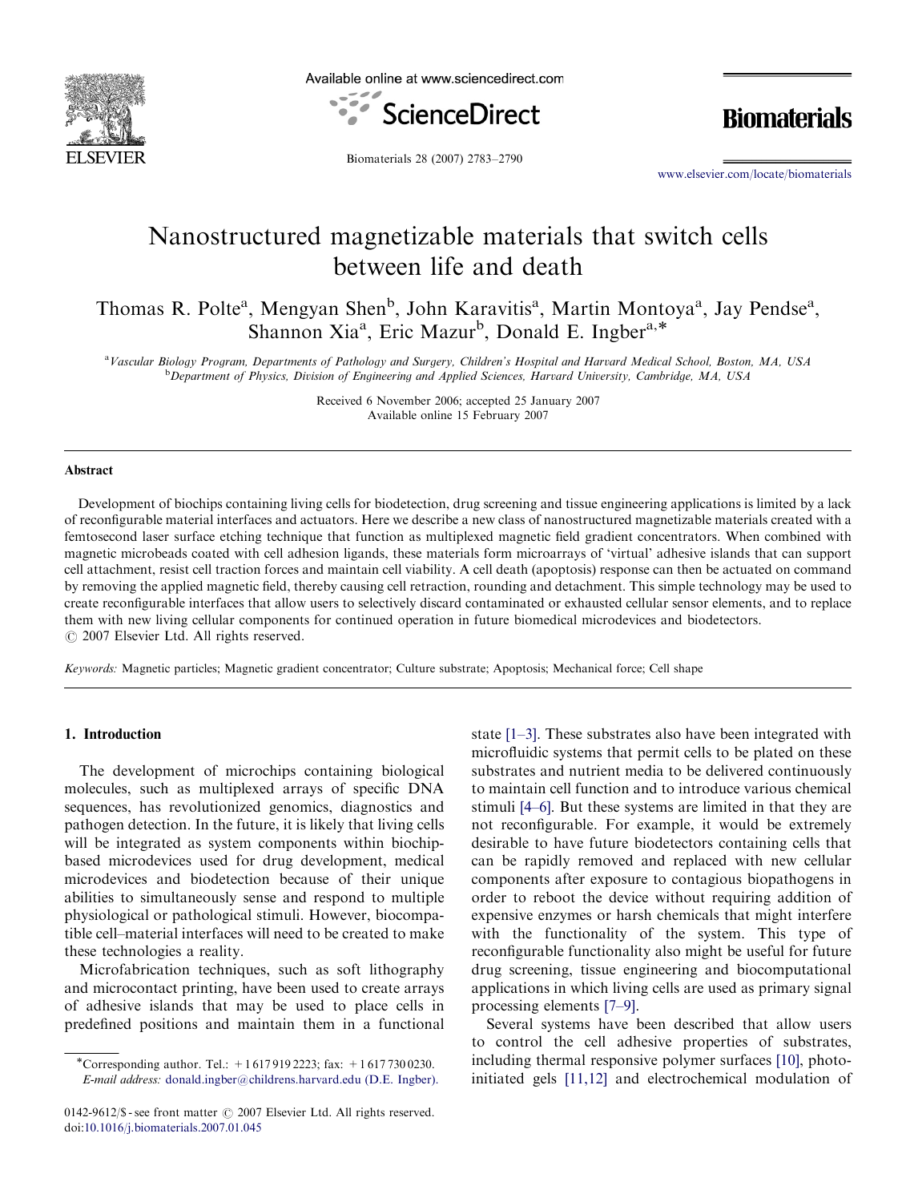# Nanostructured magnetizable materials that switch cells between life and death

Thomas R. Polte[a], Mengyan Shen[b], John Karavitis[a], Martin Montoya[a], Jay Pendse[a], Shannon Xia[a], Eric Mazur[b], Donald E. Ingber[a,*]

[a] Vascular Biology Program, Departments of Pathology and Surgery, Children's Hospital and Harvard Medical School, Boston, MA, USA
[b] Department of Physics, Division of Engineering and Applied Sciences, Harvard University, Cambridge, MA, USA

Received 6 November 2006; accepted 25 January 2007
Available online 15 February 2007

## Abstract

Development of biochips containing living cells for biodetection, drug screening and tissue engineering applications is limited by a lack of reconfigurable material interfaces and actuators. Here we describe a new class of nanostructured magnetizable materials created with a femtosecond laser surface etching technique that function as multiplexed magnetic field gradient concentrators. When combined with magnetic microbeads coated with cell adhesion ligands, these materials form microarrays of 'virtual' adhesive islands that can support cell attachment, resist cell traction forces and maintain cell viability. A cell death (apoptosis) response can then be actuated on command by removing the applied magnetic field, thereby causing cell retraction, rounding and detachment. This simple technology may be used to create reconfigurable interfaces that allow users to selectively discard contaminated or exhausted cellular sensor elements, and to replace them with new living cellular components for continued operation in future biomedical microdevices and biodetectors.
© 2007 Elsevier Ltd. All rights reserved.

*Keywords:* Magnetic particles; Magnetic gradient concentrator; Culture substrate; Apoptosis; Mechanical force; Cell shape

## 1. Introduction

The development of microchips containing biological molecules, such as multiplexed arrays of specific DNA sequences, has revolutionized genomics, diagnostics and pathogen detection. In the future, it is likely that living cells will be integrated as system components within biochip-based microdevices used for drug development, medical microdevices and biodetection because of their unique abilities to simultaneously sense and respond to multiple physiological or pathological stimuli. However, biocompatible cell–material interfaces will need to be created to make these technologies a reality.

Microfabrication techniques, such as soft lithography and microcontact printing, have been used to create arrays of adhesive islands that may be used to place cells in predefined positions and maintain them in a functional state [1–3]. These substrates also have been integrated with microfluidic systems that permit cells to be plated on these substrates and nutrient media to be delivered continuously to maintain cell function and to introduce various chemical stimuli [4–6]. But these systems are limited in that they are not reconfigurable. For example, it would be extremely desirable to have future biodetectors containing cells that can be rapidly removed and replaced with new cellular components after exposure to contagious biopathogens in order to reboot the device without requiring addition of expensive enzymes or harsh chemicals that might interfere with the functionality of the system. This type of reconfigurable functionality also might be useful for future drug screening, tissue engineering and biocomputational applications in which living cells are used as primary signal processing elements [7–9].

Several systems have been described that allow users to control the cell adhesive properties of substrates, including thermal responsive polymer surfaces [10], photo-initiated gels [11,12] and electrochemical modulation of

*Corresponding author. Tel.: +1 617 919 2223; fax: +1 617 730 0230.
*E-mail address:* donald.ingber@childrens.harvard.edu (D.E. Ingber).

0142-9612/$ - see front matter © 2007 Elsevier Ltd. All rights reserved.
doi:10.1016/j.biomaterials.2007.01.045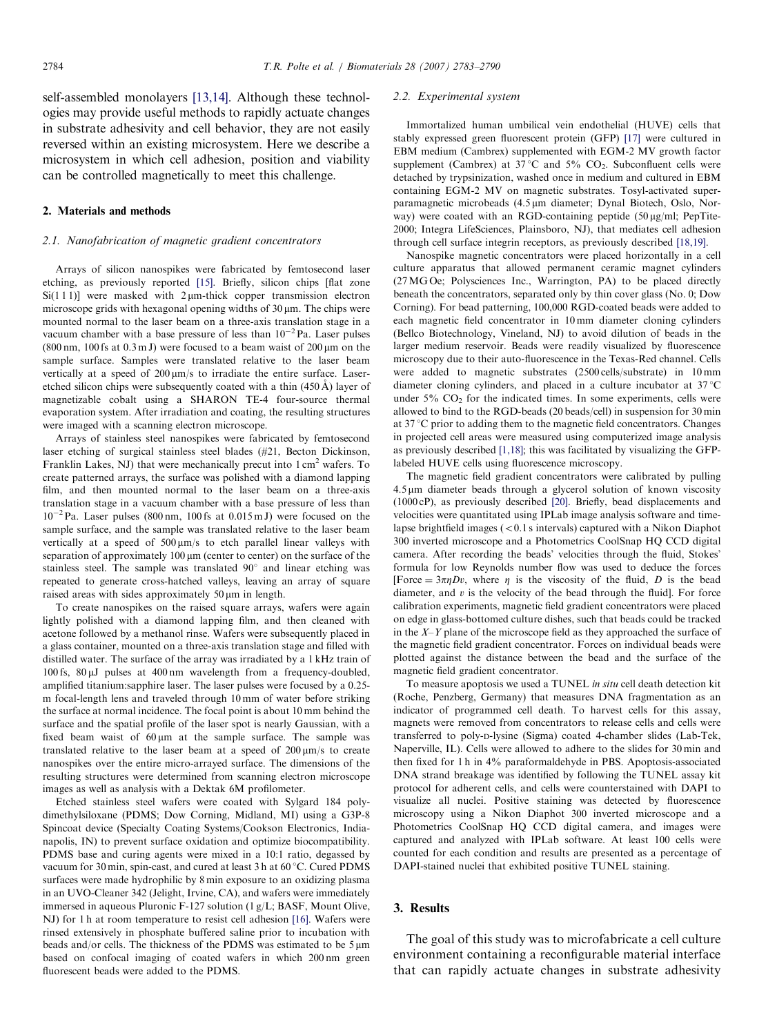self-assembled monolayers [13,14]. Although these technologies may provide useful methods to rapidly actuate changes in substrate adhesivity and cell behavior, they are not easily reversed within an existing microsystem. Here we describe a microsystem in which cell adhesion, position and viability can be controlled magnetically to meet this challenge.

## 2. Materials and methods

### 2.1. Nanofabrication of magnetic gradient concentrators

Arrays of silicon nanospikes were fabricated by femtosecond laser etching, as previously reported [15]. Briefly, silicon chips [flat zone Si(1 1 1)] were masked with 2 μm-thick copper transmission electron microscope grids with hexagonal opening widths of 30 μm. The chips were mounted normal to the laser beam on a three-axis translation stage in a vacuum chamber with a base pressure of less than $10^{-2}$ Pa. Laser pulses (800 nm, 100 fs at 0.3 m J) were focused to a beam waist of 200 μm on the sample surface. Samples were translated relative to the laser beam vertically at a speed of 200 μm/s to irradiate the entire surface. Laser-etched silicon chips were subsequently coated with a thin (450 Å) layer of magnetizable cobalt using a SHARON TE-4 four-source thermal evaporation system. After irradiation and coating, the resulting structures were imaged with a scanning electron microscope.

Arrays of stainless steel nanospikes were fabricated by femtosecond laser etching of surgical stainless steel blades (#21, Becton Dickinson, Franklin Lakes, NJ) that were mechanically precut into 1 cm² wafers. To create patterned arrays, the surface was polished with a diamond lapping film, and then mounted normal to the laser beam on a three-axis translation stage in a vacuum chamber with a base pressure of less than $10^{-2}$ Pa. Laser pulses (800 nm, 100 fs at 0.015 m J) were focused on the sample surface, and the sample was translated relative to the laser beam vertically at a speed of 500 μm/s to etch parallel linear valleys with separation of approximately 100 μm (center to center) on the surface of the stainless steel. The sample was translated 90° and linear etching was repeated to generate cross-hatched valleys, leaving an array of square raised areas with sides approximately 50 μm in length.

To create nanospikes on the raised square arrays, wafers were again lightly polished with a diamond lapping film, and then cleaned with acetone followed by a methanol rinse. Wafers were subsequently placed in a glass container, mounted on a three-axis translation stage and filled with distilled water. The surface of the array was irradiated by a 1 kHz train of 100 fs, 80 μJ pulses at 400 nm wavelength from a frequency-doubled, amplified titanium:sapphire laser. The laser pulses were focused by a 0.25-m focal-length lens and traveled through 10 mm of water before striking the surface at normal incidence. The focal point is about 10 mm behind the surface and the spatial profile of the laser spot is nearly Gaussian, with a fixed beam waist of 60 μm at the sample surface. The sample was translated relative to the laser beam at a speed of 200 μm/s to create nanospikes over the entire micro-arrayed surface. The dimensions of the resulting structures were determined from scanning electron microscope images as well as analysis with a Dektak 6M profilometer.

Etched stainless steel wafers were coated with Sylgard 184 polydimethylsiloxane (PDMS; Dow Corning, Midland, MI) using a G3P-8 Spincoat device (Specialty Coating Systems/Cookson Electronics, Indianapolis, IN) to prevent surface oxidation and optimize biocompatibility. PDMS base and curing agents were mixed in a 10:1 ratio, degassed by vacuum for 30 min, spin-cast, and cured at least 3 h at 60 °C. Cured PDMS surfaces were made hydrophilic by 8 min exposure to an oxidizing plasma in an UVO-Cleaner 342 (Jelight, Irvine, CA), and wafers were immediately immersed in aqueous Pluronic F-127 solution (1 g/L; BASF, Mount Olive, NJ) for 1 h at room temperature to resist cell adhesion [16]. Wafers were rinsed extensively in phosphate buffered saline prior to incubation with beads and/or cells. The thickness of the PDMS was estimated to be 5 μm based on confocal imaging of coated wafers in which 200 nm green fluorescent beads were added to the PDMS.

### 2.2. Experimental system

Immortalized human umbilical vein endothelial (HUVE) cells that stably expressed green fluorescent protein (GFP) [17] were cultured in EBM medium (Cambrex) supplemented with EGM-2 MV growth factor supplement (Cambrex) at 37 °C and 5% $CO_2$. Subconfluent cells were detached by trypsinization, washed once in medium and cultured in EBM containing EGM-2 MV on magnetic substrates. Tosyl-activated superparamagnetic microbeads (4.5 μm diameter; Dynal Biotech, Oslo, Norway) were coated with an RGD-containing peptide (50 μg/ml; PepTite-2000; Integra LifeSciences, Plainsboro, NJ), that mediates cell adhesion through cell surface integrin receptors, as previously described [18,19].

Nanospike magnetic concentrators were placed horizontally in a cell culture apparatus that allowed permanent ceramic magnet cylinders (27 MG Oe; Polysciences Inc., Warrington, PA) to be placed directly beneath the concentrators, separated only by thin cover glass (No. 0; Dow Corning). For bead patterning, 100,000 RGD-coated beads were added to each magnetic field concentrator in 10 mm diameter cloning cylinders (Bellco Biotechnology, Vineland, NJ) to avoid dilution of beads in the larger medium reservoir. Beads were readily visualized by fluorescence microscopy due to their auto-fluorescence in the Texas-Red channel. Cells were added to magnetic substrates (2500 cells/substrate) in 10 mm diameter cloning cylinders, and placed in a culture incubator at 37 °C under 5% $CO_2$ for the indicated times. In some experiments, cells were allowed to bind to the RGD-beads (20 beads/cell) in suspension for 30 min at 37 °C prior to adding them to the magnetic field concentrators. Changes in projected cell areas were measured using computerized image analysis as previously described [1,18]; this was facilitated by visualizing the GFP-labeled HUVE cells using fluorescence microscopy.

The magnetic field gradient concentrators were calibrated by pulling 4.5 μm diameter beads through a glycerol solution of known viscosity (1000 cP), as previously described [20]. Briefly, bead displacements and velocities were quantitated using IPLab image analysis software and time-lapse brightfield images (<0.1 s intervals) captured with a Nikon Diaphot 300 inverted microscope and a Photometrics CoolSnap HQ CCD digital camera. After recording the beads' velocities through the fluid, Stokes' formula for low Reynolds number flow was used to deduce the forces [Force $= 3\pi\eta Dv$, where $\eta$ is the viscosity of the fluid, $D$ is the bead diameter, and $v$ is the velocity of the bead through the fluid]. For force calibration experiments, magnetic field gradient concentrators were placed on edge in glass-bottomed culture dishes, such that beads could be tracked in the $X$–$Y$ plane of the microscope field as they approached the surface of the magnetic field gradient concentrator. Forces on individual beads were plotted against the distance between the bead and the surface of the magnetic field gradient concentrator.

To measure apoptosis we used a TUNEL *in situ* cell death detection kit (Roche, Penzberg, Germany) that measures DNA fragmentation as an indicator of programmed cell death. To harvest cells for this assay, magnets were removed from concentrators to release cells and cells were transferred to poly-D-lysine (Sigma) coated 4-chamber slides (Lab-Tek, Naperville, IL). Cells were allowed to adhere to the slides for 30 min and then fixed for 1 h in 4% paraformaldehyde in PBS. Apoptosis-associated DNA strand breakage was identified by following the TUNEL assay kit protocol for adherent cells, and cells were counterstained with DAPI to visualize all nuclei. Positive staining was detected by fluorescence microscopy using a Nikon Diaphot 300 inverted microscope and a Photometrics CoolSnap HQ CCD digital camera, and images were captured and analyzed with IPLab software. At least 100 cells were counted for each condition and results are presented as a percentage of DAPI-stained nuclei that exhibited positive TUNEL staining.

## 3. Results

The goal of this study was to microfabricate a cell culture environment containing a reconfigurable material interface that can rapidly actuate changes in substrate adhesivity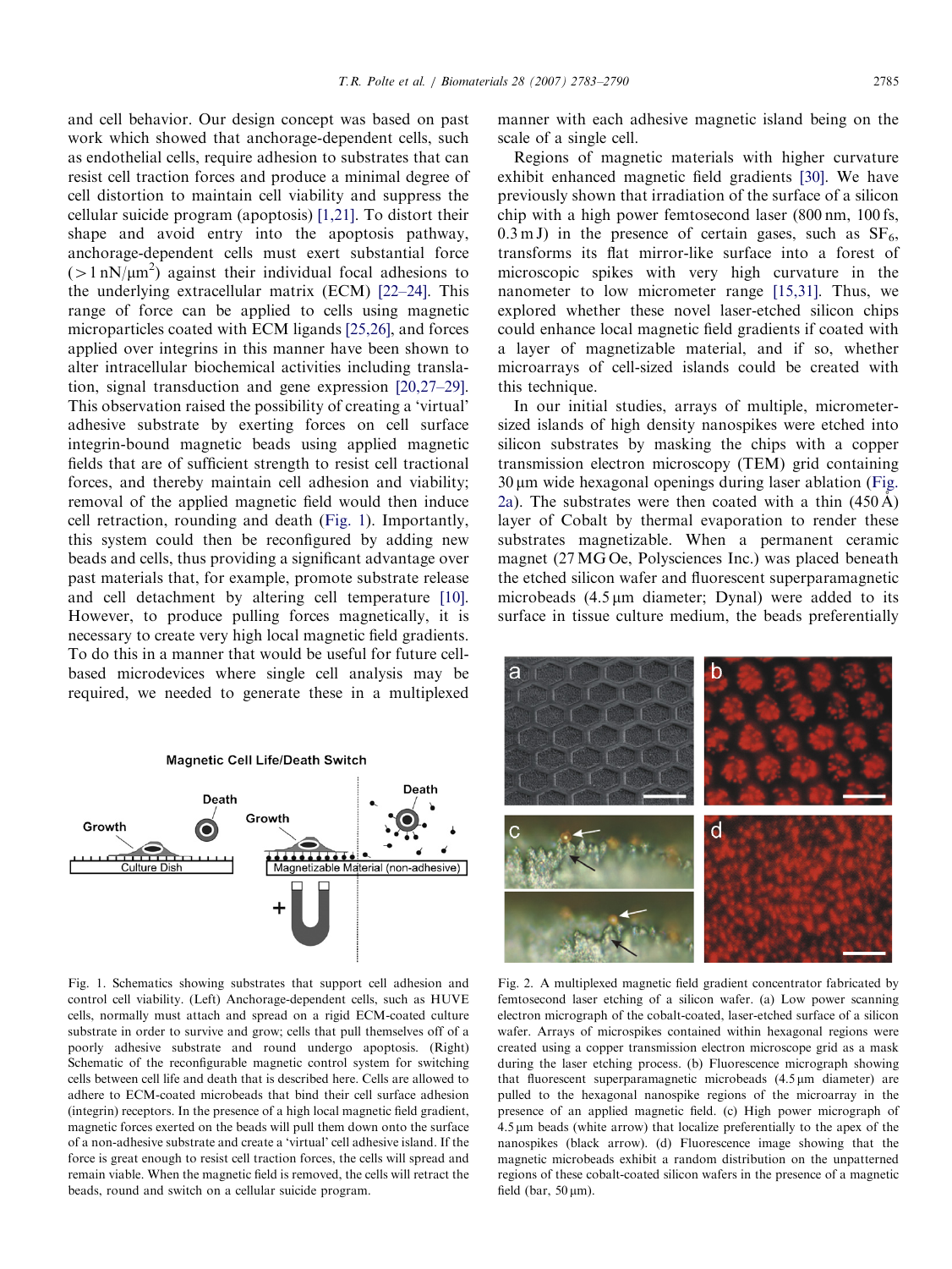and cell behavior. Our design concept was based on past work which showed that anchorage-dependent cells, such as endothelial cells, require adhesion to substrates that can resist cell traction forces and produce a minimal degree of cell distortion to maintain cell viability and suppress the cellular suicide program (apoptosis) [1,21]. To distort their shape and avoid entry into the apoptosis pathway, anchorage-dependent cells must exert substantial force ($>1\,nN/\mu m^2$) against their individual focal adhesions to the underlying extracellular matrix (ECM) [22–24]. This range of force can be applied to cells using magnetic microparticles coated with ECM ligands [25,26], and forces applied over integrins in this manner have been shown to alter intracellular biochemical activities including translation, signal transduction and gene expression [20,27–29]. This observation raised the possibility of creating a 'virtual' adhesive substrate by exerting forces on cell surface integrin-bound magnetic beads using applied magnetic fields that are of sufficient strength to resist cell tractional forces, and thereby maintain cell adhesion and viability; removal of the applied magnetic field would then induce cell retraction, rounding and death (Fig. 1). Importantly, this system could then be reconfigured by adding new beads and cells, thus providing a significant advantage over past materials that, for example, promote substrate release and cell detachment by altering cell temperature [10]. However, to produce pulling forces magnetically, it is necessary to create very high local magnetic field gradients. To do this in a manner that would be useful for future cell-based microdevices where single cell analysis may be required, we needed to generate these in a multiplexed manner with each adhesive magnetic island being on the scale of a single cell.

Fig. 1. Schematics showing substrates that support cell adhesion and control cell viability. (Left) Anchorage-dependent cells, such as HUVE cells, normally must attach and spread on a rigid ECM-coated culture substrate in order to survive and grow; cells that pull themselves off of a poorly adhesive substrate and round undergo apoptosis. (Right) Schematic of the reconfigurable magnetic control system for switching cells between cell life and death that is described here. Cells are allowed to adhere to ECM-coated microbeads that bind their cell surface adhesion (integrin) receptors. In the presence of a high local magnetic field gradient, magnetic forces exerted on the beads will pull them down onto the surface of a non-adhesive substrate and create a 'virtual' cell adhesive island. If the force is great enough to resist cell traction forces, the cells will spread and remain viable. When the magnetic field is removed, the cells will retract the beads, round and switch on a cellular suicide program.

Regions of magnetic materials with higher curvature exhibit enhanced magnetic field gradients [30]. We have previously shown that irradiation of the surface of a silicon chip with a high power femtosecond laser (800 nm, 100 fs, 0.3 mJ) in the presence of certain gases, such as $SF_6$, transforms its flat mirror-like surface into a forest of microscopic spikes with very high curvature in the nanometer to low micrometer range [15,31]. Thus, we explored whether these novel laser-etched silicon chips could enhance local magnetic field gradients if coated with a layer of magnetizable material, and if so, whether microarrays of cell-sized islands could be created with this technique.

In our initial studies, arrays of multiple, micrometer-sized islands of high density nanospikes were etched into silicon substrates by masking the chips with a copper transmission electron microscopy (TEM) grid containing 30 μm wide hexagonal openings during laser ablation (Fig. 2a). The substrates were then coated with a thin (450 Å) layer of Cobalt by thermal evaporation to render these substrates magnetizable. When a permanent ceramic magnet (27 MG Oe, Polysciences Inc.) was placed beneath the etched silicon wafer and fluorescent superparamagnetic microbeads (4.5 μm diameter; Dynal) were added to its surface in tissue culture medium, the beads preferentially

Fig. 2. A multiplexed magnetic field gradient concentrator fabricated by femtosecond laser etching of a silicon wafer. (a) Low power scanning electron micrograph of the cobalt-coated, laser-etched surface of a silicon wafer. Arrays of microspikes contained within hexagonal regions were created using a copper transmission electron microscope grid as a mask during the laser etching process. (b) Fluorescence micrograph showing that fluorescent superparamagnetic microbeads (4.5 μm diameter) are pulled to the hexagonal nanospike regions of the microarray in the presence of an applied magnetic field. (c) High power micrograph of 4.5 μm beads (white arrow) that localize preferentially to the apex of the nanospikes (black arrow). (d) Fluorescence image showing that the magnetic microbeads exhibit a random distribution on the unpatterned regions of these cobalt-coated silicon wafers in the presence of a magnetic field (bar, 50 μm).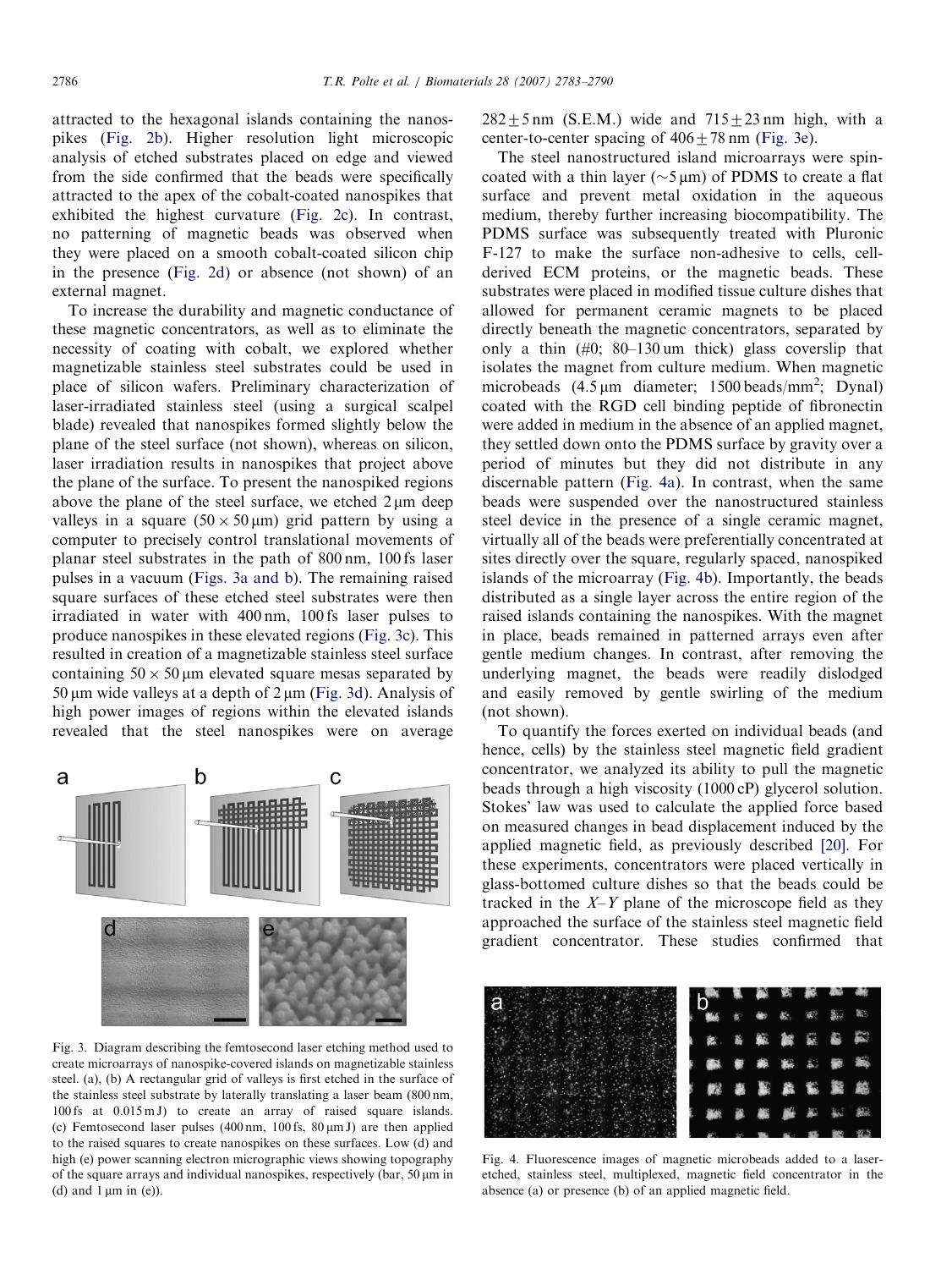attracted to the hexagonal islands containing the nanospikes (Fig. 2b). Higher resolution light microscopic analysis of etched substrates placed on edge and viewed from the side confirmed that the beads were specifically attracted to the apex of the cobalt-coated nanospikes that exhibited the highest curvature (Fig. 2c). In contrast, no patterning of magnetic beads was observed when they were placed on a smooth cobalt-coated silicon chip in the presence (Fig. 2d) or absence (not shown) of an external magnet.

To increase the durability and magnetic conductance of these magnetic concentrators, as well as to eliminate the necessity of coating with cobalt, we explored whether magnetizable stainless steel substrates could be used in place of silicon wafers. Preliminary characterization of laser-irradiated stainless steel (using a surgical scalpel blade) revealed that nanospikes formed slightly below the plane of the steel surface (not shown), whereas on silicon, laser irradiation results in nanospikes that project above the plane of the surface. To present the nanospiked regions above the plane of the steel surface, we etched 2 μm deep valleys in a square (50 × 50 μm) grid pattern by using a computer to precisely control translational movements of planar steel substrates in the path of 800 nm, 100 fs laser pulses in a vacuum (Figs. 3a and b). The remaining raised square surfaces of these etched steel substrates were then irradiated in water with 400 nm, 100 fs laser pulses to produce nanospikes in these elevated regions (Fig. 3c). This resulted in creation of a magnetizable stainless steel surface containing 50 × 50 μm elevated square mesas separated by 50 μm wide valleys at a depth of 2 μm (Fig. 3d). Analysis of high power images of regions within the elevated islands revealed that the steel nanospikes were on average 282 ± 5 nm (S.E.M.) wide and 715 ± 23 nm high, with a center-to-center spacing of 406 ± 78 nm (Fig. 3e).

Fig. 3. Diagram describing the femtosecond laser etching method used to create microarrays of nanospike-covered islands on magnetizable stainless steel. (a), (b) A rectangular grid of valleys is first etched in the surface of the stainless steel substrate by laterally translating a laser beam (800 nm, 100 fs at 0.015 mJ) to create an array of raised square islands. (c) Femtosecond laser pulses (400 nm, 100 fs, 80 μmJ) are then applied to the raised squares to create nanospikes on these surfaces. Low (d) and high (e) power scanning electron micrographic views showing topography of the square arrays and individual nanospikes, respectively (bar, 50 μm in (d) and 1 μm in (e)).

The steel nanostructured island microarrays were spin-coated with a thin layer (~5 μm) of PDMS to create a flat surface and prevent metal oxidation in the aqueous medium, thereby further increasing biocompatibility. The PDMS surface was subsequently treated with Pluronic F-127 to make the surface non-adhesive to cells, cell-derived ECM proteins, or the magnetic beads. These substrates were placed in modified tissue culture dishes that allowed for permanent ceramic magnets to be placed directly beneath the magnetic concentrators, separated by only a thin (#0; 80–130 um thick) glass coverslip that isolates the magnet from culture medium. When magnetic microbeads (4.5 μm diameter; 1500 beads/mm$^2$; Dynal) coated with the RGD cell binding peptide of fibronectin were added in medium in the absence of an applied magnet, they settled down onto the PDMS surface by gravity over a period of minutes but they did not distribute in any discernable pattern (Fig. 4a). In contrast, when the same beads were suspended over the nanostructured stainless steel device in the presence of a single ceramic magnet, virtually all of the beads were preferentially concentrated at sites directly over the square, regularly spaced, nanospiked islands of the microarray (Fig. 4b). Importantly, the beads distributed as a single layer across the entire region of the raised islands containing the nanospikes. With the magnet in place, beads remained in patterned arrays even after gentle medium changes. In contrast, after removing the underlying magnet, the beads were readily dislodged and easily removed by gentle swirling of the medium (not shown).

To quantify the forces exerted on individual beads (and hence, cells) by the stainless steel magnetic field gradient concentrator, we analyzed its ability to pull the magnetic beads through a high viscosity (1000 cP) glycerol solution. Stokes' law was used to calculate the applied force based on measured changes in bead displacement induced by the applied magnetic field, as previously described [20]. For these experiments, concentrators were placed vertically in glass-bottomed culture dishes so that the beads could be tracked in the $X$–$Y$ plane of the microscope field as they approached the surface of the stainless steel magnetic field gradient concentrator. These studies confirmed that

Fig. 4. Fluorescence images of magnetic microbeads added to a laser-etched, stainless steel, multiplexed, magnetic field concentrator in the absence (a) or presence (b) of an applied magnetic field.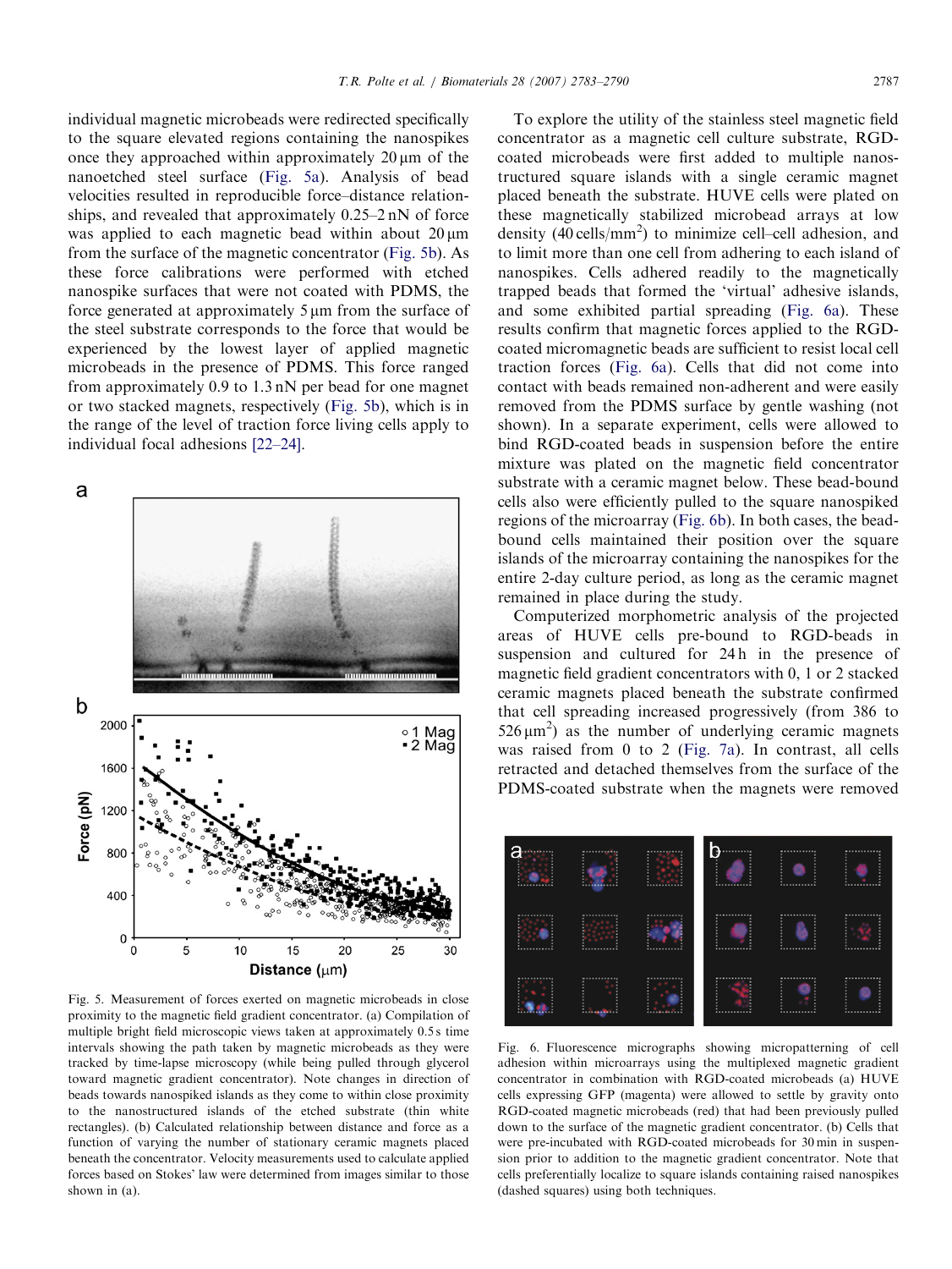individual magnetic microbeads were redirected specifically to the square elevated regions containing the nanospikes once they approached within approximately 20 μm of the nanoetched steel surface (Fig. 5a). Analysis of bead velocities resulted in reproducible force–distance relationships, and revealed that approximately 0.25–2 nN of force was applied to each magnetic bead within about 20 μm from the surface of the magnetic concentrator (Fig. 5b). As these force calibrations were performed with etched nanospike surfaces that were not coated with PDMS, the force generated at approximately 5 μm from the surface of the steel substrate corresponds to the force that would be experienced by the lowest layer of applied magnetic microbeads in the presence of PDMS. This force ranged from approximately 0.9 to 1.3 nN per bead for one magnet or two stacked magnets, respectively (Fig. 5b), which is in the range of the level of traction force living cells apply to individual focal adhesions [22–24].

Fig. 5. Measurement of forces exerted on magnetic microbeads in close proximity to the magnetic field gradient concentrator. (a) Compilation of multiple bright field microscopic views taken at approximately 0.5 s time intervals showing the path taken by magnetic microbeads as they were tracked by time-lapse microscopy (while being pulled through glycerol toward magnetic gradient concentrator). Note changes in direction of beads towards nanospiked islands as they come to within close proximity to the nanostructured islands of the etched substrate (thin white rectangles). (b) Calculated relationship between distance and force as a function of varying the number of stationary ceramic magnets placed beneath the concentrator. Velocity measurements used to calculate applied forces based on Stokes' law were determined from images similar to those shown in (a).

To explore the utility of the stainless steel magnetic field concentrator as a magnetic cell culture substrate, RGD-coated microbeads were first added to multiple nanostructured square islands with a single ceramic magnet placed beneath the substrate. HUVE cells were plated on these magnetically stabilized microbead arrays at low density (40 cells/mm$^2$) to minimize cell–cell adhesion, and to limit more than one cell from adhering to each island of nanospikes. Cells adhered readily to the magnetically trapped beads that formed the 'virtual' adhesive islands, and some exhibited partial spreading (Fig. 6a). These results confirm that magnetic forces applied to the RGD-coated micromagnetic beads are sufficient to resist local cell traction forces (Fig. 6a). Cells that did not come into contact with beads remained non-adherent and were easily removed from the PDMS surface by gentle washing (not shown). In a separate experiment, cells were allowed to bind RGD-coated beads in suspension before the entire mixture was plated on the magnetic field concentrator substrate with a ceramic magnet below. These bead-bound cells also were efficiently pulled to the square nanospiked regions of the microarray (Fig. 6b). In both cases, the bead-bound cells maintained their position over the square islands of the microarray containing the nanospikes for the entire 2-day culture period, as long as the ceramic magnet remained in place during the study.

Computerized morphometric analysis of the projected areas of HUVE cells pre-bound to RGD-beads in suspension and cultured for 24 h in the presence of magnetic field gradient concentrators with 0, 1 or 2 stacked ceramic magnets placed beneath the substrate confirmed that cell spreading increased progressively (from 386 to 526 μm$^2$) as the number of underlying ceramic magnets was raised from 0 to 2 (Fig. 7a). In contrast, all cells retracted and detached themselves from the surface of the PDMS-coated substrate when the magnets were removed

Fig. 6. Fluorescence micrographs showing micropatterning of cell adhesion within microarrays using the multiplexed magnetic gradient concentrator in combination with RGD-coated microbeads (a) HUVE cells expressing GFP (magenta) were allowed to settle by gravity onto RGD-coated magnetic microbeads (red) that had been previously pulled down to the surface of the magnetic gradient concentrator. (b) Cells that were pre-incubated with RGD-coated microbeads for 30 min in suspension prior to addition to the magnetic gradient concentrator. Note that cells preferentially localize to square islands containing raised nanospikes (dashed squares) using both techniques.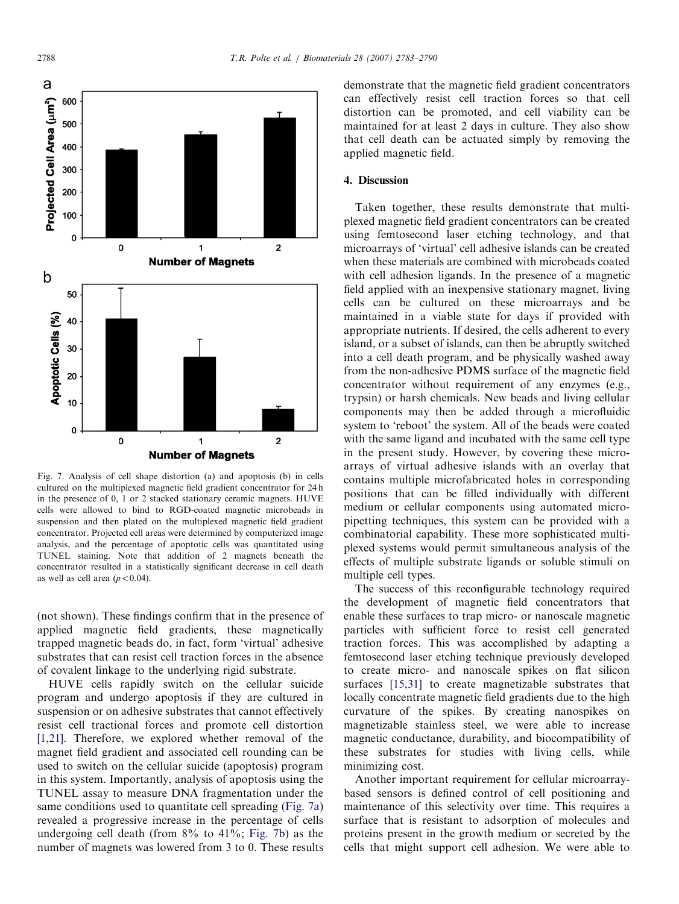a

Projected Cell Area (μm²)

600
500
400
300
200
100
0

0
1
2

Number of Magnets

b

Apoptotic Cells (%)

50
40
30
20
10
0

0
1
2

Number of Magnets

Fig. 7. Analysis of cell shape distortion (a) and apoptosis (b) in cells cultured on the multiplexed magnetic field gradient concentrator for 24 h in the presence of 0, 1 or 2 stacked stationary ceramic magnets. HUVE cells were allowed to bind to RGD-coated magnetic microbeads in suspension and then plated on the multiplexed magnetic field gradient concentrator. Projected cell areas were determined by computerized image analysis, and the percentage of apoptotic cells was quantitated using TUNEL staining. Note that addition of 2 magnets beneath the concentrator resulted in a statistically significant decrease in cell death as well as cell area ($p<0.04$).

(not shown). These findings confirm that in the presence of applied magnetic field gradients, these magnetically trapped magnetic beads do, in fact, form 'virtual' adhesive substrates that can resist cell traction forces in the absence of covalent linkage to the underlying rigid substrate.

HUVE cells rapidly switch on the cellular suicide program and undergo apoptosis if they are cultured in suspension or on adhesive substrates that cannot effectively resist cell tractional forces and promote cell distortion [1,21]. Therefore, we explored whether removal of the magnet field gradient and associated cell rounding can be used to switch on the cellular suicide (apoptosis) program in this system. Importantly, analysis of apoptosis using the TUNEL assay to measure DNA fragmentation under the same conditions used to quantitate cell spreading (Fig. 7a) revealed a progressive increase in the percentage of cells undergoing cell death (from 8% to 41%; Fig. 7b) as the number of magnets was lowered from 3 to 0. These results demonstrate that the magnetic field gradient concentrators can effectively resist cell traction forces so that cell distortion can be promoted, and cell viability can be maintained for at least 2 days in culture. They also show that cell death can be actuated simply by removing the applied magnetic field.

## 4. Discussion

Taken together, these results demonstrate that multiplexed magnetic field gradient concentrators can be created using femtosecond laser etching technology, and that microarrays of 'virtual' cell adhesive islands can be created when these materials are combined with microbeads coated with cell adhesion ligands. In the presence of a magnetic field applied with an inexpensive stationary magnet, living cells can be cultured on these microarrays and be maintained in a viable state for days if provided with appropriate nutrients. If desired, the cells adherent to every island, or a subset of islands, can then be abruptly switched into a cell death program, and be physically washed away from the non-adhesive PDMS surface of the magnetic field concentrator without requirement of any enzymes (e.g., trypsin) or harsh chemicals. New beads and living cellular components may then be added through a microfluidic system to 'reboot' the system. All of the beads were coated with the same ligand and incubated with the same cell type in the present study. However, by covering these microarrays of virtual adhesive islands with an overlay that contains multiple microfabricated holes in corresponding positions that can be filled individually with different medium or cellular components using automated micropipetting techniques, this system can be provided with a combinatorial capability. These more sophisticated multiplexed systems would permit simultaneous analysis of the effects of multiple substrate ligands or soluble stimuli on multiple cell types.

The success of this reconfigurable technology required the development of magnetic field concentrators that enable these surfaces to trap micro- or nanoscale magnetic particles with sufficient force to resist cell generated traction forces. This was accomplished by adapting a femtosecond laser etching technique previously developed to create micro- and nanoscale spikes on flat silicon surfaces [15,31] to create magnetizable substrates that locally concentrate magnetic field gradients due to the high curvature of the spikes. By creating nanospikes on magnetizable stainless steel, we were able to increase magnetic conductance, durability, and biocompatibility of these substrates for studies with living cells, while minimizing cost.

Another important requirement for cellular microarray-based sensors is defined control of cell positioning and maintenance of this selectivity over time. This requires a surface that is resistant to adsorption of molecules and proteins present in the growth medium or secreted by the cells that might support cell adhesion. We were able to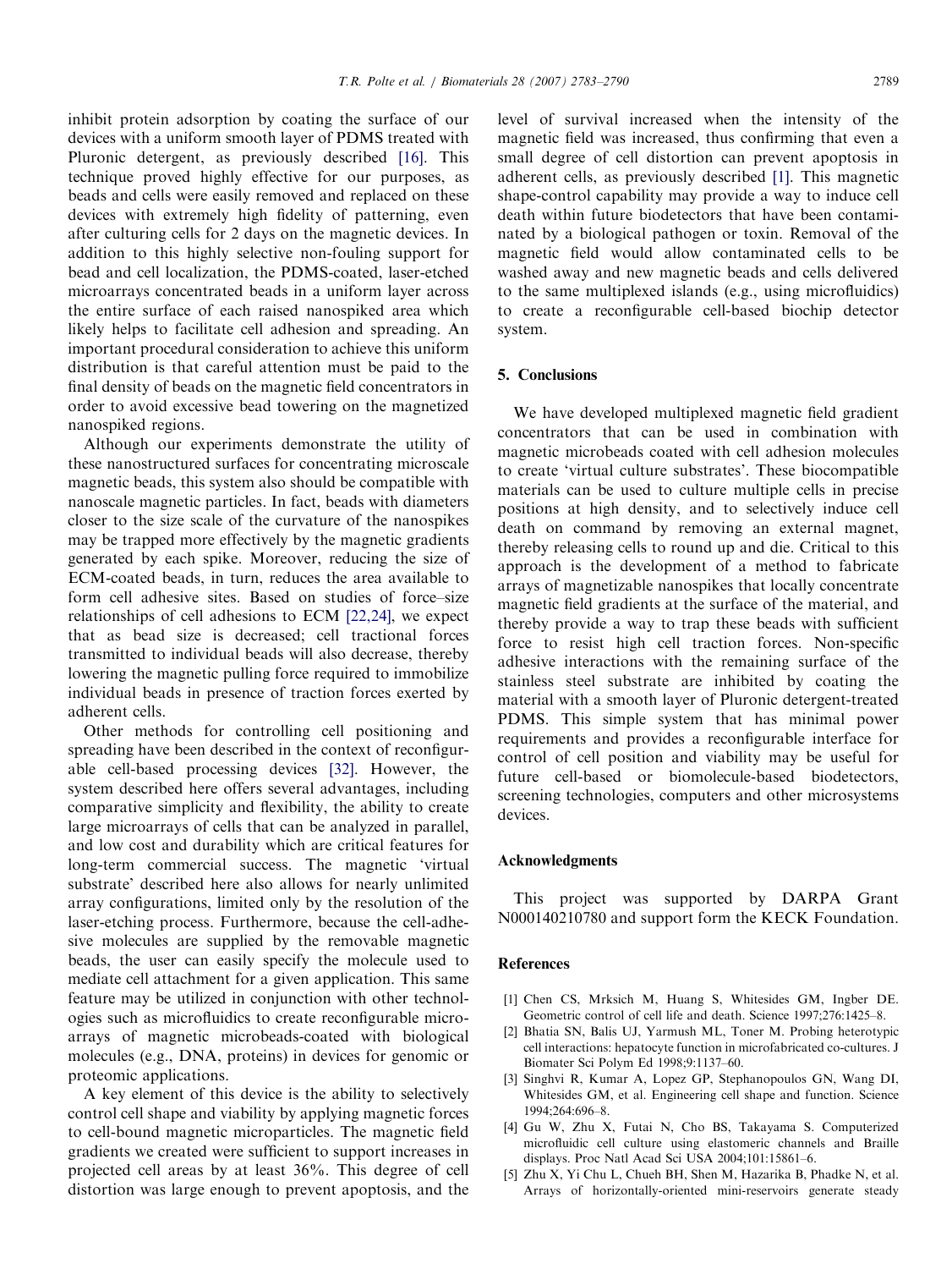inhibit protein adsorption by coating the surface of our devices with a uniform smooth layer of PDMS treated with Pluronic detergent, as previously described [16]. This technique proved highly effective for our purposes, as beads and cells were easily removed and replaced on these devices with extremely high fidelity of patterning, even after culturing cells for 2 days on the magnetic devices. In addition to this highly selective non-fouling support for bead and cell localization, the PDMS-coated, laser-etched microarrays concentrated beads in a uniform layer across the entire surface of each raised nanospiked area which likely helps to facilitate cell adhesion and spreading. An important procedural consideration to achieve this uniform distribution is that careful attention must be paid to the final density of beads on the magnetic field concentrators in order to avoid excessive bead towering on the magnetized nanospiked regions.

Although our experiments demonstrate the utility of these nanostructured surfaces for concentrating microscale magnetic beads, this system also should be compatible with nanoscale magnetic particles. In fact, beads with diameters closer to the size scale of the curvature of the nanospikes may be trapped more effectively by the magnetic gradients generated by each spike. Moreover, reducing the size of ECM-coated beads, in turn, reduces the area available to form cell adhesive sites. Based on studies of force–size relationships of cell adhesions to ECM [22,24], we expect that as bead size is decreased; cell tractional forces transmitted to individual beads will also decrease, thereby lowering the magnetic pulling force required to immobilize individual beads in presence of traction forces exerted by adherent cells.

Other methods for controlling cell positioning and spreading have been described in the context of reconfigurable cell-based processing devices [32]. However, the system described here offers several advantages, including comparative simplicity and flexibility, the ability to create large microarrays of cells that can be analyzed in parallel, and low cost and durability which are critical features for long-term commercial success. The magnetic 'virtual substrate' described here also allows for nearly unlimited array configurations, limited only by the resolution of the laser-etching process. Furthermore, because the cell-adhesive molecules are supplied by the removable magnetic beads, the user can easily specify the molecule used to mediate cell attachment for a given application. This same feature may be utilized in conjunction with other technologies such as microfluidics to create reconfigurable microarrays of magnetic microbeads-coated with biological molecules (e.g., DNA, proteins) in devices for genomic or proteomic applications.

A key element of this device is the ability to selectively control cell shape and viability by applying magnetic forces to cell-bound magnetic microparticles. The magnetic field gradients we created were sufficient to support increases in projected cell areas by at least 36%. This degree of cell distortion was large enough to prevent apoptosis, and the level of survival increased when the intensity of the magnetic field was increased, thus confirming that even a small degree of cell distortion can prevent apoptosis in adherent cells, as previously described [1]. This magnetic shape-control capability may provide a way to induce cell death within future biodetectors that have been contaminated by a biological pathogen or toxin. Removal of the magnetic field would allow contaminated cells to be washed away and new magnetic beads and cells delivered to the same multiplexed islands (e.g., using microfluidics) to create a reconfigurable cell-based biochip detector system.

## 5. Conclusions

We have developed multiplexed magnetic field gradient concentrators that can be used in combination with magnetic microbeads coated with cell adhesion molecules to create 'virtual culture substrates'. These biocompatible materials can be used to culture multiple cells in precise positions at high density, and to selectively induce cell death on command by removing an external magnet, thereby releasing cells to round up and die. Critical to this approach is the development of a method to fabricate arrays of magnetizable nanospikes that locally concentrate magnetic field gradients at the surface of the material, and thereby provide a way to trap these beads with sufficient force to resist high cell traction forces. Non-specific adhesive interactions with the remaining surface of the stainless steel substrate are inhibited by coating the material with a smooth layer of Pluronic detergent-treated PDMS. This simple system that has minimal power requirements and provides a reconfigurable interface for control of cell position and viability may be useful for future cell-based or biomolecule-based biodetectors, screening technologies, computers and other microsystems devices.

## Acknowledgments

This project was supported by DARPA Grant N000140210780 and support form the KECK Foundation.

## References

[1] Chen CS, Mrksich M, Huang S, Whitesides GM, Ingber DE. Geometric control of cell life and death. Science 1997;276:1425–8.

[2] Bhatia SN, Balis UJ, Yarmush ML, Toner M. Probing heterotypic cell interactions: hepatocyte function in microfabricated co-cultures. J Biomater Sci Polym Ed 1998;9:1137–60.

[3] Singhvi R, Kumar A, Lopez GP, Stephanopoulos GN, Wang DI, Whitesides GM, et al. Engineering cell shape and function. Science 1994;264:696–8.

[4] Gu W, Zhu X, Futai N, Cho BS, Takayama S. Computerized microfluidic cell culture using elastomeric channels and Braille displays. Proc Natl Acad Sci USA 2004;101:15861–6.

[5] Zhu X, Yi Chu L, Chueh BH, Shen M, Hazarika B, Phadke N, et al. Arrays of horizontally-oriented mini-reservoirs generate steady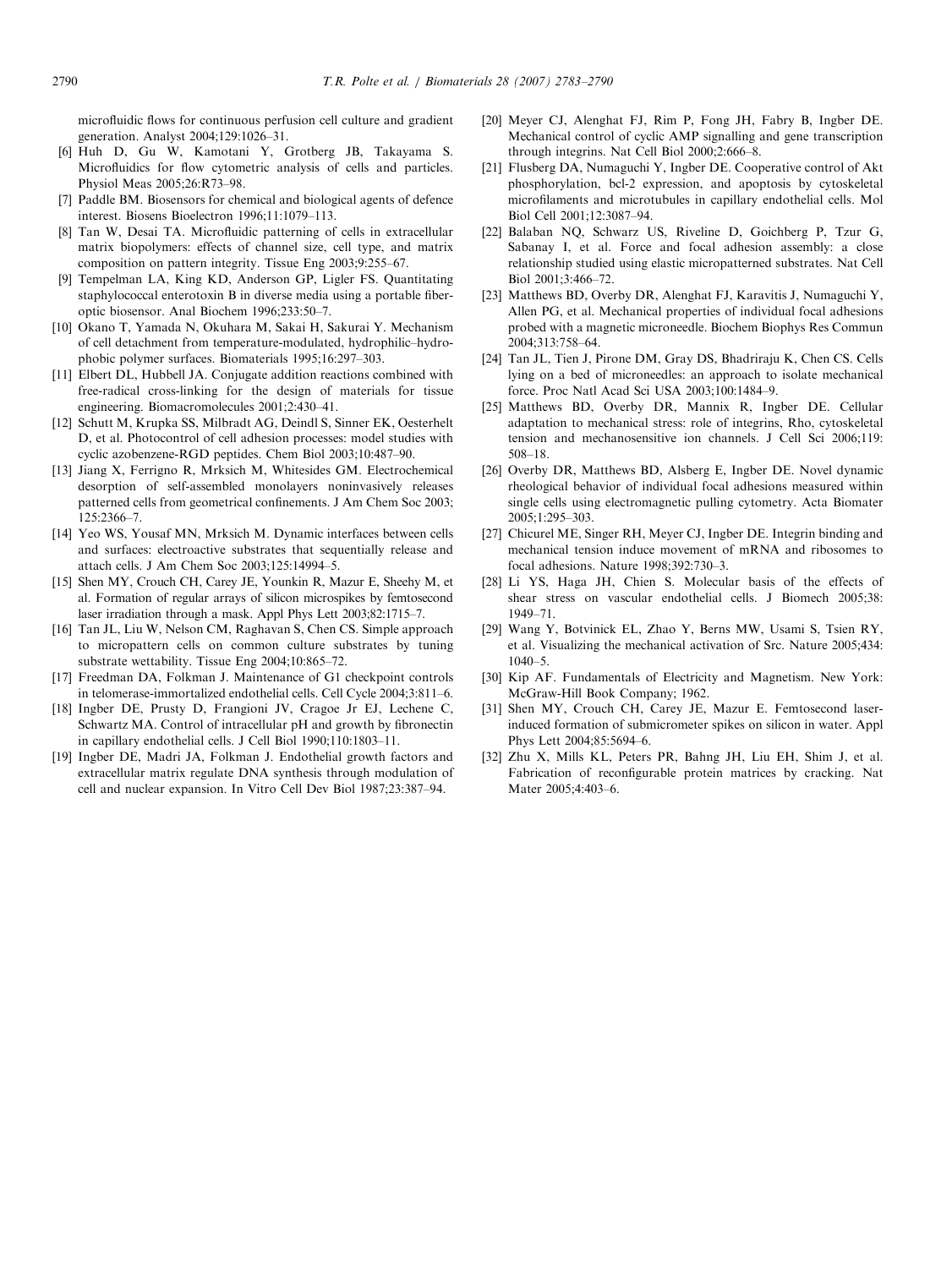microfluidic flows for continuous perfusion cell culture and gradient generation. Analyst 2004;129:1026–31.

[6] Huh D, Gu W, Kamotani Y, Grotberg JB, Takayama S. Microfluidics for flow cytometric analysis of cells and particles. Physiol Meas 2005;26:R73–98.

[7] Paddle BM. Biosensors for chemical and biological agents of defence interest. Biosens Bioelectron 1996;11:1079–113.

[8] Tan W, Desai TA. Microfluidic patterning of cells in extracellular matrix biopolymers: effects of channel size, cell type, and matrix composition on pattern integrity. Tissue Eng 2003;9:255–67.

[9] Tempelman LA, King KD, Anderson GP, Ligler FS. Quantitating staphylococcal enterotoxin B in diverse media using a portable fiber-optic biosensor. Anal Biochem 1996;233:50–7.

[10] Okano T, Yamada N, Okuhara M, Sakai H, Sakurai Y. Mechanism of cell detachment from temperature-modulated, hydrophilic–hydrophobic polymer surfaces. Biomaterials 1995;16:297–303.

[11] Elbert DL, Hubbell JA. Conjugate addition reactions combined with free-radical cross-linking for the design of materials for tissue engineering. Biomacromolecules 2001;2:430–41.

[12] Schutt M, Krupka SS, Milbradt AG, Deindl S, Sinner EK, Oesterhelt D, et al. Photocontrol of cell adhesion processes: model studies with cyclic azobenzene-RGD peptides. Chem Biol 2003;10:487–90.

[13] Jiang X, Ferrigno R, Mrksich M, Whitesides GM. Electrochemical desorption of self-assembled monolayers noninvasively releases patterned cells from geometrical confinements. J Am Chem Soc 2003; 125:2366–7.

[14] Yeo WS, Yousaf MN, Mrksich M. Dynamic interfaces between cells and surfaces: electroactive substrates that sequentially release and attach cells. J Am Chem Soc 2003;125:14994–5.

[15] Shen MY, Crouch CH, Carey JE, Younkin R, Mazur E, Sheehy M, et al. Formation of regular arrays of silicon microspikes by femtosecond laser irradiation through a mask. Appl Phys Lett 2003;82:1715–7.

[16] Tan JL, Liu W, Nelson CM, Raghavan S, Chen CS. Simple approach to micropattern cells on common culture substrates by tuning substrate wettability. Tissue Eng 2004;10:865–72.

[17] Freedman DA, Folkman J. Maintenance of G1 checkpoint controls in telomerase-immortalized endothelial cells. Cell Cycle 2004;3:811–6.

[18] Ingber DE, Prusty D, Frangioni JV, Cragoe Jr EJ, Lechene C, Schwartz MA. Control of intracellular pH and growth by fibronectin in capillary endothelial cells. J Cell Biol 1990;110:1803–11.

[19] Ingber DE, Madri JA, Folkman J. Endothelial growth factors and extracellular matrix regulate DNA synthesis through modulation of cell and nuclear expansion. In Vitro Cell Dev Biol 1987;23:387–94.

[20] Meyer CJ, Alenghat FJ, Rim P, Fong JH, Fabry B, Ingber DE. Mechanical control of cyclic AMP signalling and gene transcription through integrins. Nat Cell Biol 2000;2:666–8.

[21] Flusberg DA, Numaguchi Y, Ingber DE. Cooperative control of Akt phosphorylation, bcl-2 expression, and apoptosis by cytoskeletal microfilaments and microtubules in capillary endothelial cells. Mol Biol Cell 2001;12:3087–94.

[22] Balaban NQ, Schwarz US, Riveline D, Goichberg P, Tzur G, Sabanay I, et al. Force and focal adhesion assembly: a close relationship studied using elastic micropatterned substrates. Nat Cell Biol 2001;3:466–72.

[23] Matthews BD, Overby DR, Alenghat FJ, Karavitis J, Numaguchi Y, Allen PG, et al. Mechanical properties of individual focal adhesions probed with a magnetic microneedle. Biochem Biophys Res Commun 2004;313:758–64.

[24] Tan JL, Tien J, Pirone DM, Gray DS, Bhadriraju K, Chen CS. Cells lying on a bed of microneedles: an approach to isolate mechanical force. Proc Natl Acad Sci USA 2003;100:1484–9.

[25] Matthews BD, Overby DR, Mannix R, Ingber DE. Cellular adaptation to mechanical stress: role of integrins, Rho, cytoskeletal tension and mechanosensitive ion channels. J Cell Sci 2006;119: 508–18.

[26] Overby DR, Matthews BD, Alsberg E, Ingber DE. Novel dynamic rheological behavior of individual focal adhesions measured within single cells using electromagnetic pulling cytometry. Acta Biomater 2005;1:295–303.

[27] Chicurel ME, Singer RH, Meyer CJ, Ingber DE. Integrin binding and mechanical tension induce movement of mRNA and ribosomes to focal adhesions. Nature 1998;392:730–3.

[28] Li YS, Haga JH, Chien S. Molecular basis of the effects of shear stress on vascular endothelial cells. J Biomech 2005;38: 1949–71.

[29] Wang Y, Botvinick EL, Zhao Y, Berns MW, Usami S, Tsien RY, et al. Visualizing the mechanical activation of Src. Nature 2005;434: 1040–5.

[30] Kip AF. Fundamentals of Electricity and Magnetism. New York: McGraw-Hill Book Company; 1962.

[31] Shen MY, Crouch CH, Carey JE, Mazur E. Femtosecond laser-induced formation of submicrometer spikes on silicon in water. Appl Phys Lett 2004;85:5694–6.

[32] Zhu X, Mills KL, Peters PR, Bahng JH, Liu EH, Shim J, et al. Fabrication of reconfigurable protein matrices by cracking. Nat Mater 2005;4:403–6.